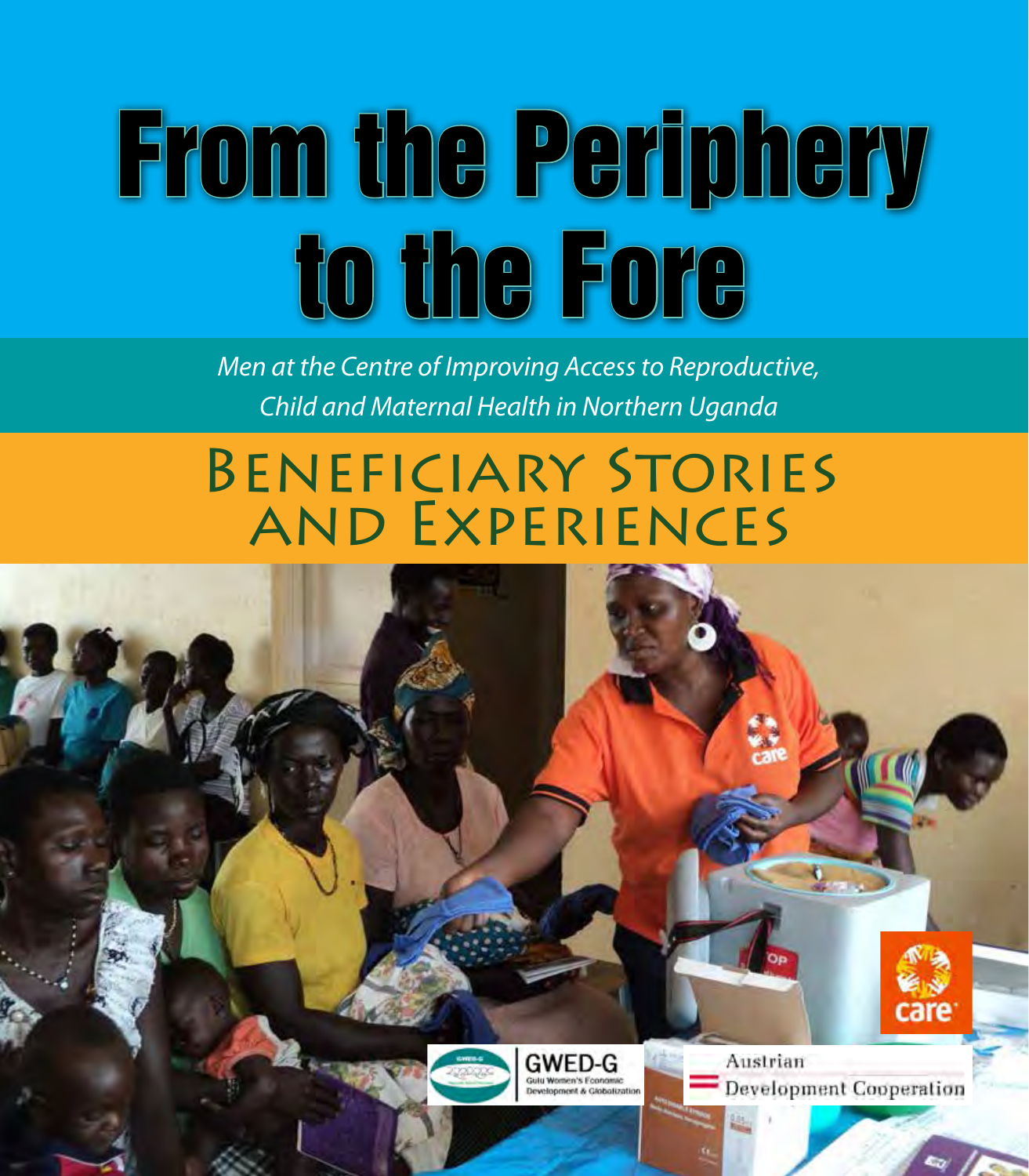# From the Periphery to the Fore

*Men at the Centre of Improving Access to Reproductive, Child and Maternal Health in Northern Uganda*

## Beneficiary Stories and Experiences

GWED-G
Gulu Women's Economic Development & Globalization

Austrian Development Cooperation

care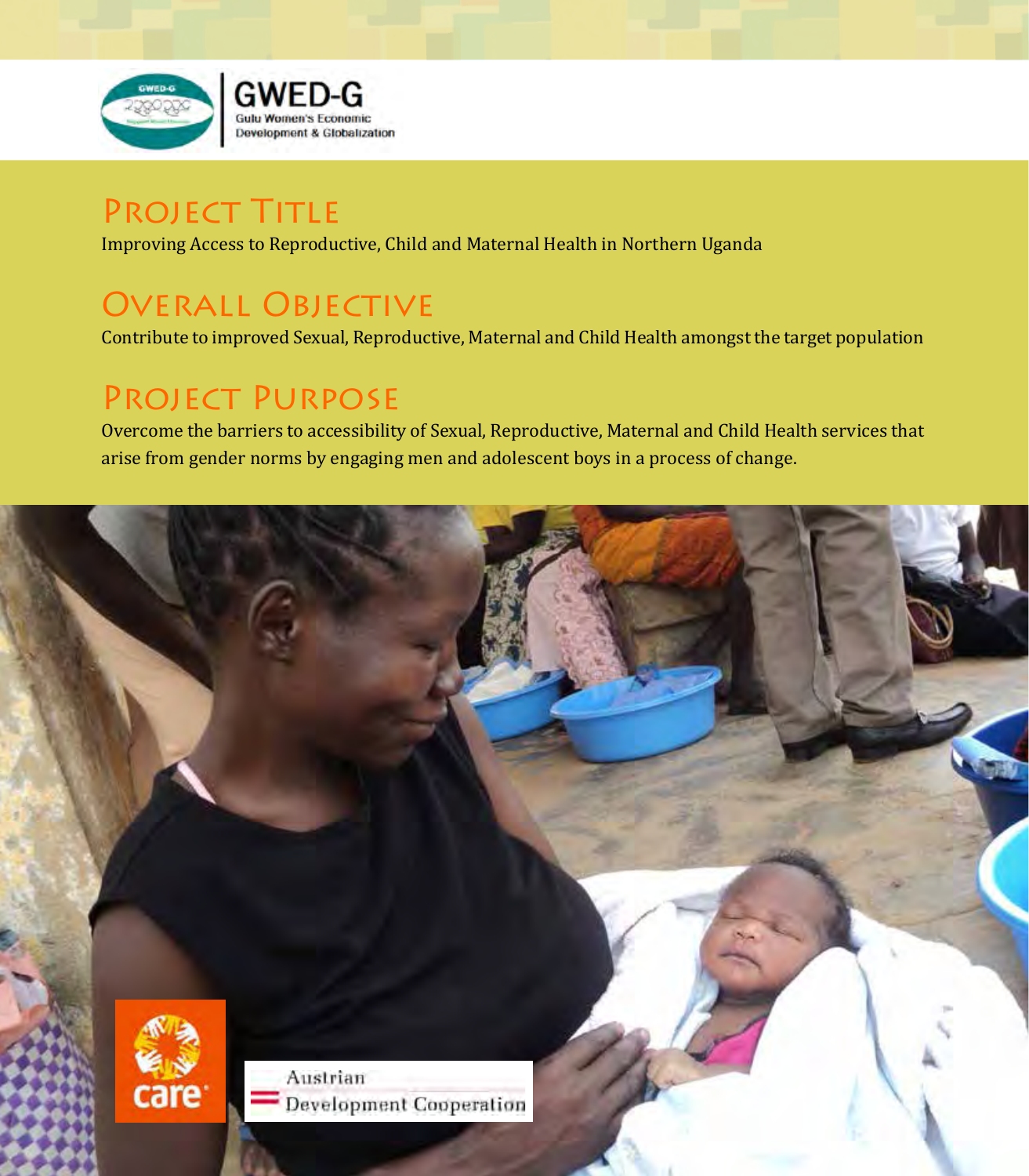GWED-G
Gulu Women's Economic Development & Globalization

## Project Title

Improving Access to Reproductive, Child and Maternal Health in Northern Uganda

## Overall Objective

Contribute to improved Sexual, Reproductive, Maternal and Child Health amongst the target population

## Project Purpose

Overcome the barriers to accessibility of Sexual, Reproductive, Maternal and Child Health services that arise from gender norms by engaging men and adolescent boys in a process of change.

care

Austrian Development Cooperation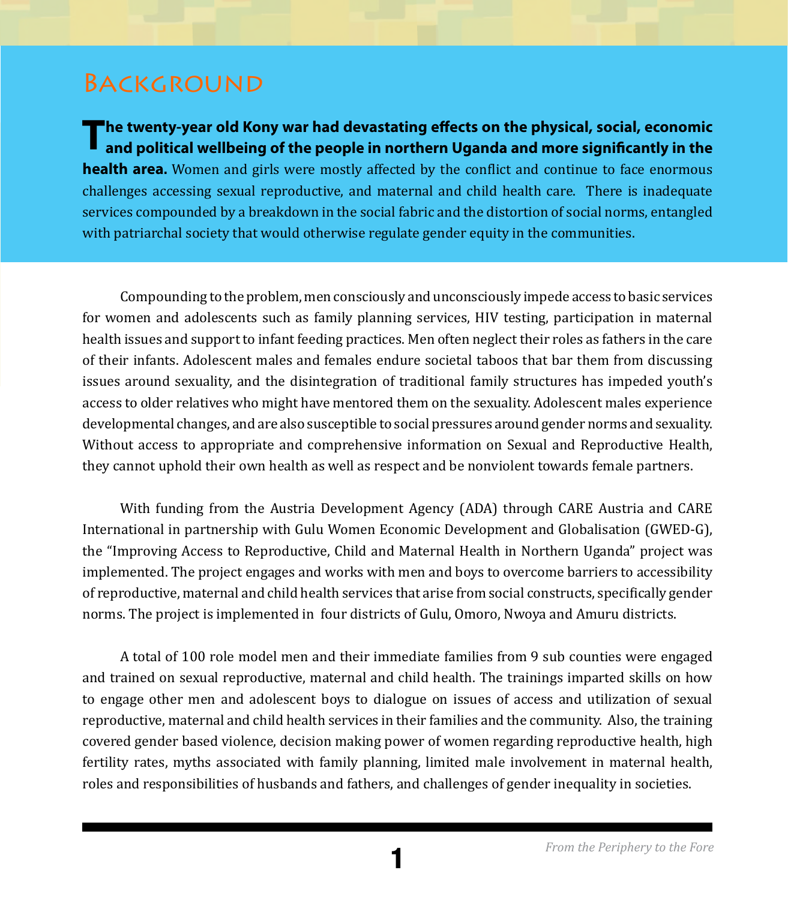# Background

**The twenty-year old Kony war had devastating effects on the physical, social, economic and political wellbeing of the people in northern Uganda and more significantly in the health area.** Women and girls were mostly affected by the conflict and continue to face enormous challenges accessing sexual reproductive, and maternal and child health care. There is inadequate services compounded by a breakdown in the social fabric and the distortion of social norms, entangled with patriarchal society that would otherwise regulate gender equity in the communities.

Compounding to the problem, men consciously and unconsciously impede access to basic services for women and adolescents such as family planning services, HIV testing, participation in maternal health issues and support to infant feeding practices. Men often neglect their roles as fathers in the care of their infants. Adolescent males and females endure societal taboos that bar them from discussing issues around sexuality, and the disintegration of traditional family structures has impeded youth's access to older relatives who might have mentored them on the sexuality. Adolescent males experience developmental changes, and are also susceptible to social pressures around gender norms and sexuality. Without access to appropriate and comprehensive information on Sexual and Reproductive Health, they cannot uphold their own health as well as respect and be nonviolent towards female partners.

With funding from the Austria Development Agency (ADA) through CARE Austria and CARE International in partnership with Gulu Women Economic Development and Globalisation (GWED-G), the "Improving Access to Reproductive, Child and Maternal Health in Northern Uganda" project was implemented. The project engages and works with men and boys to overcome barriers to accessibility of reproductive, maternal and child health services that arise from social constructs, specifically gender norms. The project is implemented in four districts of Gulu, Omoro, Nwoya and Amuru districts.

A total of 100 role model men and their immediate families from 9 sub counties were engaged and trained on sexual reproductive, maternal and child health. The trainings imparted skills on how to engage other men and adolescent boys to dialogue on issues of access and utilization of sexual reproductive, maternal and child health services in their families and the community. Also, the training covered gender based violence, decision making power of women regarding reproductive health, high fertility rates, myths associated with family planning, limited male involvement in maternal health, roles and responsibilities of husbands and fathers, and challenges of gender inequality in societies.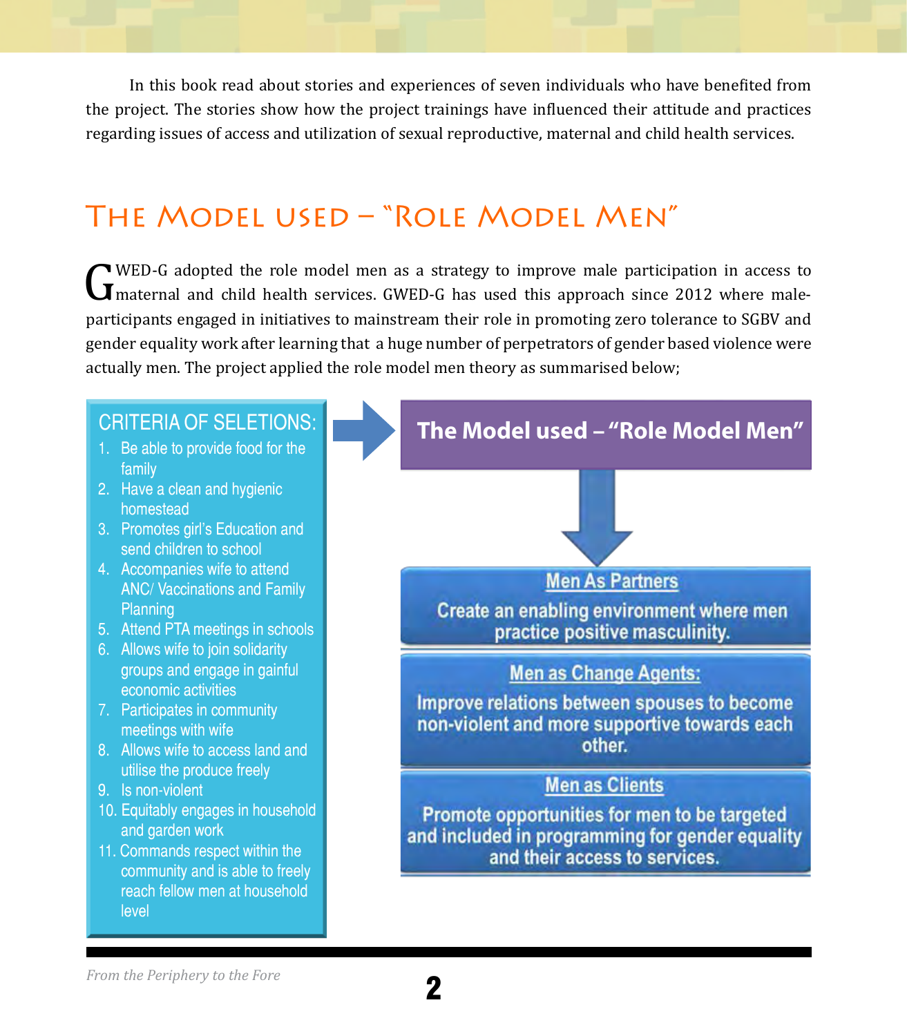In this book read about stories and experiences of seven individuals who have benefited from the project. The stories show how the project trainings have influenced their attitude and practices regarding issues of access and utilization of sexual reproductive, maternal and child health services.

## The Model used – "Role Model Men"

GWED-G adopted the role model men as a strategy to improve male participation in access to maternal and child health services. GWED-G has used this approach since 2012 where male-participants engaged in initiatives to mainstream their role in promoting zero tolerance to SGBV and gender equality work after learning that a huge number of perpetrators of gender based violence were actually men. The project applied the role model men theory as summarised below;

**CRITERIA OF SELETIONS:**

1. Be able to provide food for the family
2. Have a clean and hygienic homestead
3. Promotes girl's Education and send children to school
4. Accompanies wife to attend ANC/ Vaccinations and Family Planning
5. Attend PTA meetings in schools
6. Allows wife to join solidarity groups and engage in gainful economic activities
7. Participates in community meetings with wife
8. Allows wife to access land and utilise the produce freely
9. Is non-violent
10. Equitably engages in household and garden work
11. Commands respect within the community and is able to freely reach fellow men at household level

**The Model used – "Role Model Men"**

**Men As Partners**

Create an enabling environment where men practice positive masculinity.

**Men as Change Agents:**

Improve relations between spouses to become non-violent and more supportive towards each other.

**Men as Clients**

Promote opportunities for men to be targeted and included in programming for gender equality and their access to services.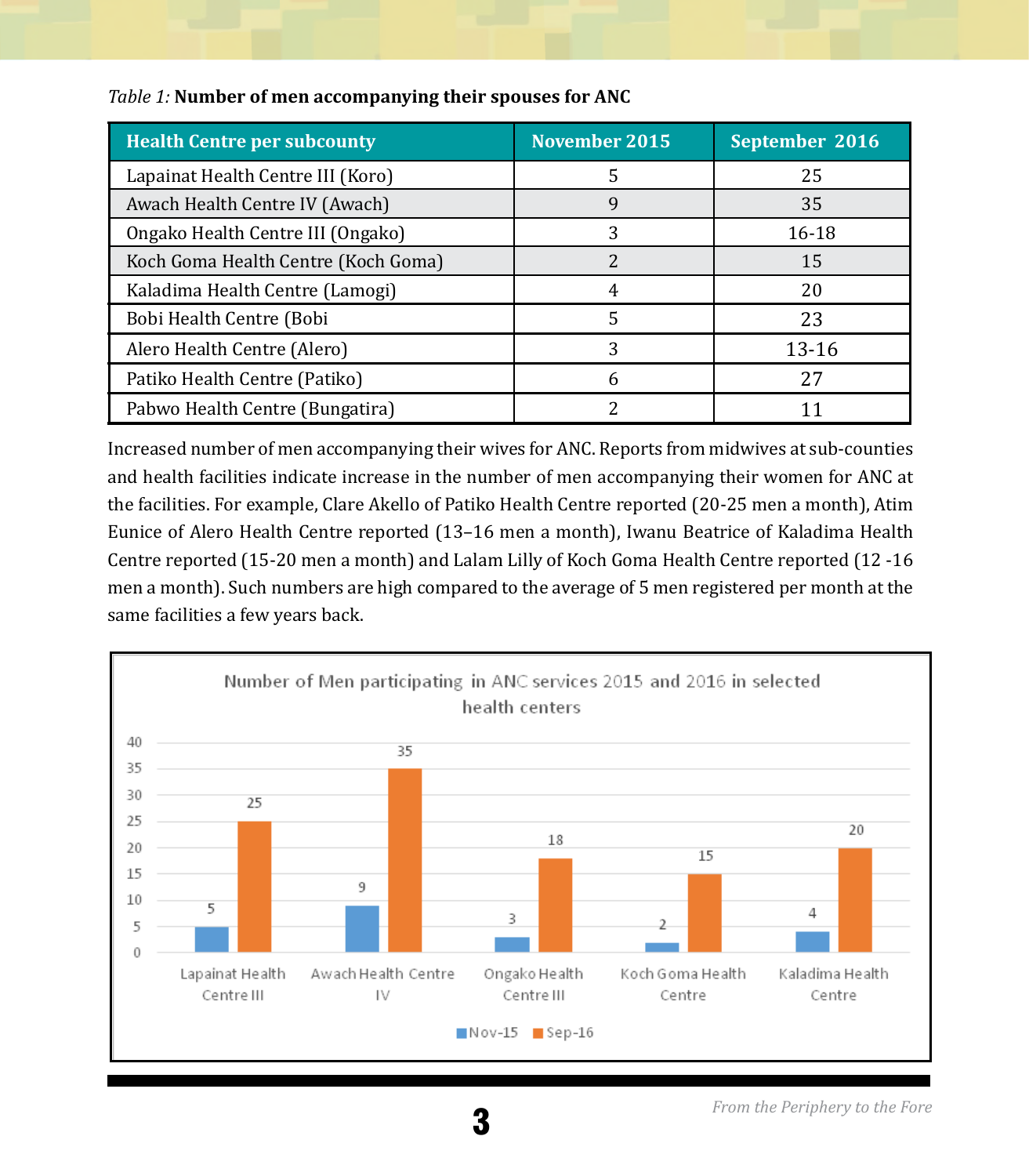*Table 1:* **Number of men accompanying their spouses for ANC**

| Health Centre per subcounty | November 2015 | September 2016 |
|---|---|---|
| Lapainat Health Centre III (Koro) | 5 | 25 |
| Awach Health Centre IV (Awach) | 9 | 35 |
| Ongako Health Centre III (Ongako) | 3 | 16-18 |
| Koch Goma Health Centre (Koch Goma) | 2 | 15 |
| Kaladima Health Centre (Lamogi) | 4 | 20 |
| Bobi Health Centre (Bobi | 5 | 23 |
| Alero Health Centre (Alero) | 3 | 13-16 |
| Patiko Health Centre (Patiko) | 6 | 27 |
| Pabwo Health Centre (Bungatira) | 2 | 11 |

Increased number of men accompanying their wives for ANC. Reports from midwives at sub-counties and health facilities indicate increase in the number of men accompanying their women for ANC at the facilities. For example, Clare Akello of Patiko Health Centre reported (20-25 men a month), Atim Eunice of Alero Health Centre reported (13–16 men a month), Iwanu Beatrice of Kaladima Health Centre reported (15-20 men a month) and Lalam Lilly of Koch Goma Health Centre reported (12 -16 men a month). Such numbers are high compared to the average of 5 men registered per month at the same facilities a few years back.

**Number of Men participating in ANC services 2015 and 2016 in selected health centers**

| Health Centre | Nov-15 | Sep-16 |
|---|---|---|
| Lapainat Health Centre III | 5 | 25 |
| Awach Health Centre IV | 9 | 35 |
| Ongako Health Centre III | 3 | 18 |
| Koch Goma Health Centre | 2 | 15 |
| Kaladima Health Centre | 4 | 20 |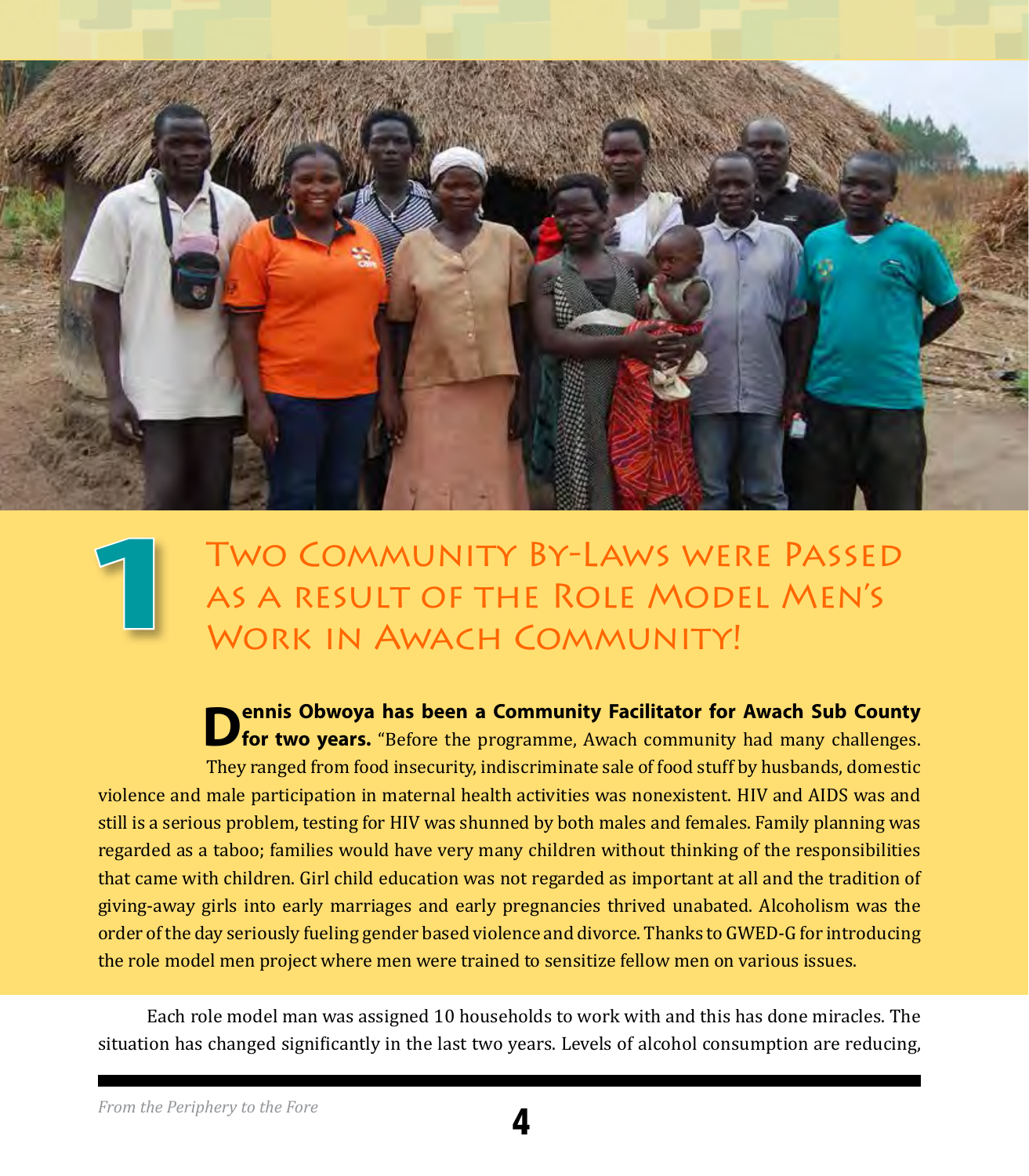# 1 Two Community By-Laws were Passed as a result of the Role Model Men's Work in Awach Community!

**Dennis Obwoya has been a Community Facilitator for Awach Sub County for two years.** "Before the programme, Awach community had many challenges. They ranged from food insecurity, indiscriminate sale of food stuff by husbands, domestic violence and male participation in maternal health activities was nonexistent. HIV and AIDS was and still is a serious problem, testing for HIV was shunned by both males and females. Family planning was regarded as a taboo; families would have very many children without thinking of the responsibilities that came with children. Girl child education was not regarded as important at all and the tradition of giving-away girls into early marriages and early pregnancies thrived unabated. Alcoholism was the order of the day seriously fueling gender based violence and divorce. Thanks to GWED-G for introducing the role model men project where men were trained to sensitize fellow men on various issues.

Each role model man was assigned 10 households to work with and this has done miracles. The situation has changed significantly in the last two years. Levels of alcohol consumption are reducing,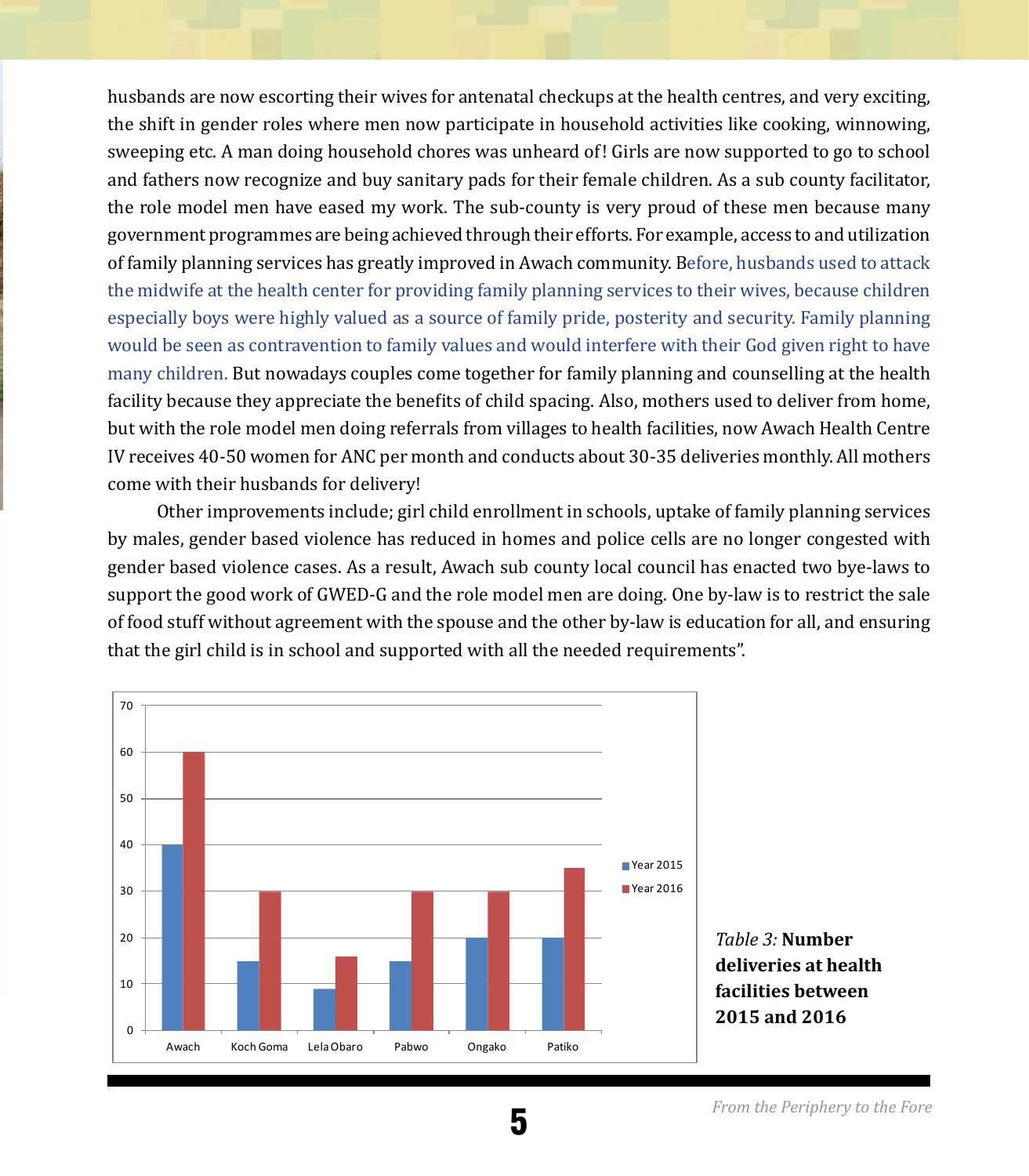husbands are now escorting their wives for antenatal checkups at the health centres, and very exciting, the shift in gender roles where men now participate in household activities like cooking, winnowing, sweeping etc. A man doing household chores was unheard of! Girls are now supported to go to school and fathers now recognize and buy sanitary pads for their female children. As a sub county facilitator, the role model men have eased my work. The sub-county is very proud of these men because many government programmes are being achieved through their efforts. For example, access to and utilization of family planning services has greatly improved in Awach community. Before, husbands used to attack the midwife at the health center for providing family planning services to their wives, because children especially boys were highly valued as a source of family pride, posterity and security. Family planning would be seen as contravention to family values and would interfere with their God given right to have many children. But nowadays couples come together for family planning and counselling at the health facility because they appreciate the benefits of child spacing. Also, mothers used to deliver from home, but with the role model men doing referrals from villages to health facilities, now Awach Health Centre IV receives 40-50 women for ANC per month and conducts about 30-35 deliveries monthly. All mothers come with their husbands for delivery!

Other improvements include; girl child enrollment in schools, uptake of family planning services by males, gender based violence has reduced in homes and police cells are no longer congested with gender based violence cases. As a result, Awach sub county local council has enacted two bye-laws to support the good work of GWED-G and the role model men are doing. One by-law is to restrict the sale of food stuff without agreement with the spouse and the other by-law is education for all, and ensuring that the girl child is in school and supported with all the needed requirements".

| | Year 2015 | Year 2016 |
|---|---|---|
| Awach | 40 | 60 |
| Koch Goma | 15 | 30 |
| Lela Obaro | 9 | 16 |
| Pabwo | 15 | 30 |
| Ongako | 20 | 30 |
| Patiko | 20 | 35 |

*Table 3:* **Number deliveries at health facilities between 2015 and 2016**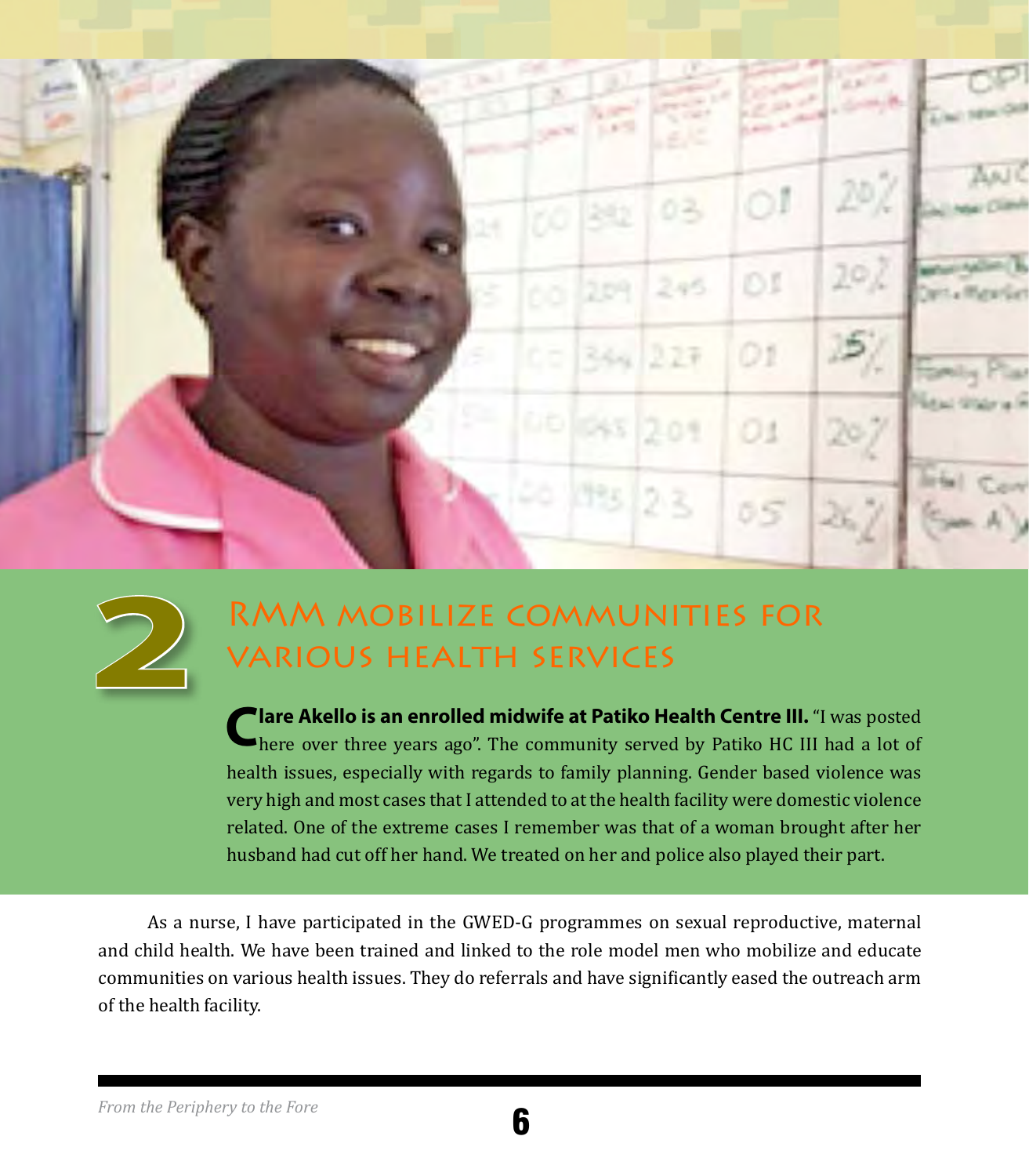## 2 RMM mobilize communities for various health services

**Clare Akello is an enrolled midwife at Patiko Health Centre III.** "I was posted here over three years ago". The community served by Patiko HC III had a lot of health issues, especially with regards to family planning. Gender based violence was very high and most cases that I attended to at the health facility were domestic violence related. One of the extreme cases I remember was that of a woman brought after her husband had cut off her hand. We treated on her and police also played their part.

As a nurse, I have participated in the GWED-G programmes on sexual reproductive, maternal and child health. We have been trained and linked to the role model men who mobilize and educate communities on various health issues. They do referrals and have significantly eased the outreach arm of the health facility.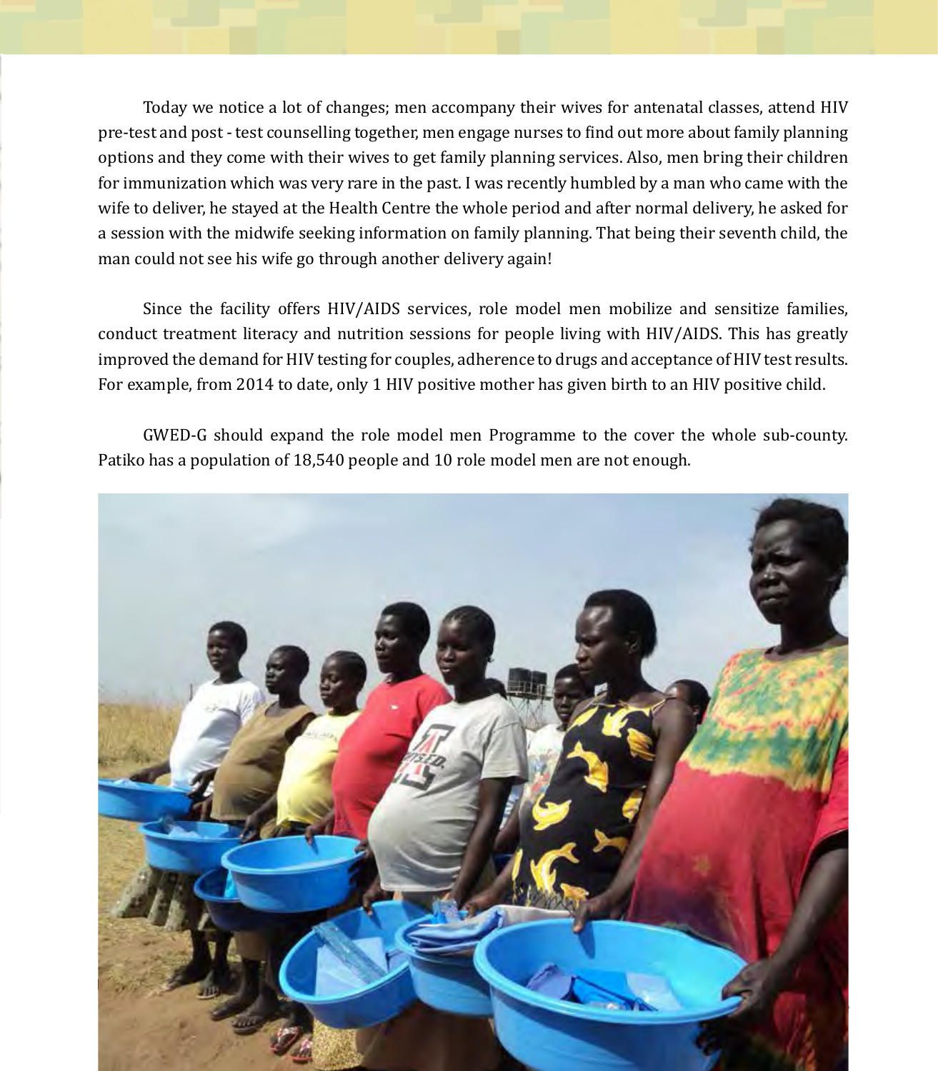Today we notice a lot of changes; men accompany their wives for antenatal classes, attend HIV pre-test and post - test counselling together, men engage nurses to find out more about family planning options and they come with their wives to get family planning services. Also, men bring their children for immunization which was very rare in the past. I was recently humbled by a man who came with the wife to deliver, he stayed at the Health Centre the whole period and after normal delivery, he asked for a session with the midwife seeking information on family planning. That being their seventh child, the man could not see his wife go through another delivery again!

Since the facility offers HIV/AIDS services, role model men mobilize and sensitize families, conduct treatment literacy and nutrition sessions for people living with HIV/AIDS. This has greatly improved the demand for HIV testing for couples, adherence to drugs and acceptance of HIV test results. For example, from 2014 to date, only 1 HIV positive mother has given birth to an HIV positive child.

GWED-G should expand the role model men Programme to the cover the whole sub-county. Patiko has a population of 18,540 people and 10 role model men are not enough.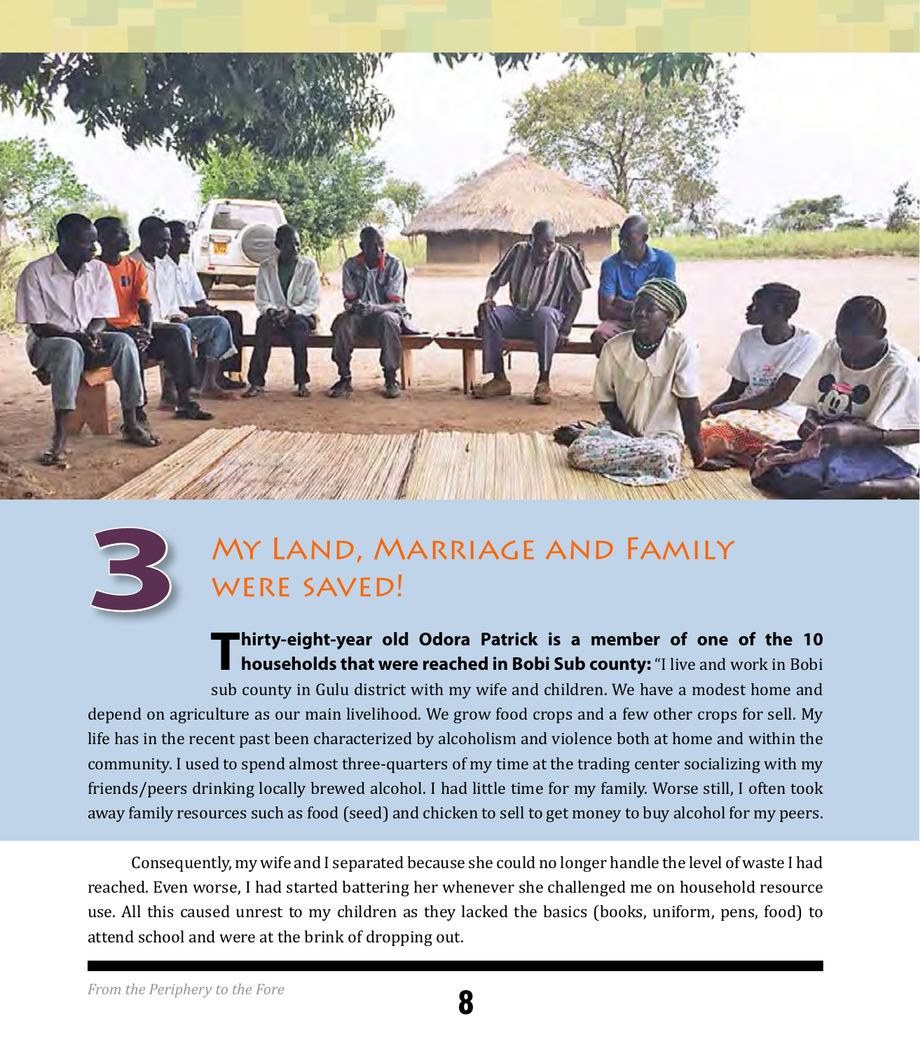# 3 My Land, Marriage and Family were saved!

**Thirty-eight-year old Odora Patrick is a member of one of the 10 households that were reached in Bobi Sub county:** "I live and work in Bobi sub county in Gulu district with my wife and children. We have a modest home and depend on agriculture as our main livelihood. We grow food crops and a few other crops for sell. My life has in the recent past been characterized by alcoholism and violence both at home and within the community. I used to spend almost three-quarters of my time at the trading center socializing with my friends/peers drinking locally brewed alcohol. I had little time for my family. Worse still, I often took away family resources such as food (seed) and chicken to sell to get money to buy alcohol for my peers.

Consequently, my wife and I separated because she could no longer handle the level of waste I had reached. Even worse, I had started battering her whenever she challenged me on household resource use. All this caused unrest to my children as they lacked the basics (books, uniform, pens, food) to attend school and were at the brink of dropping out.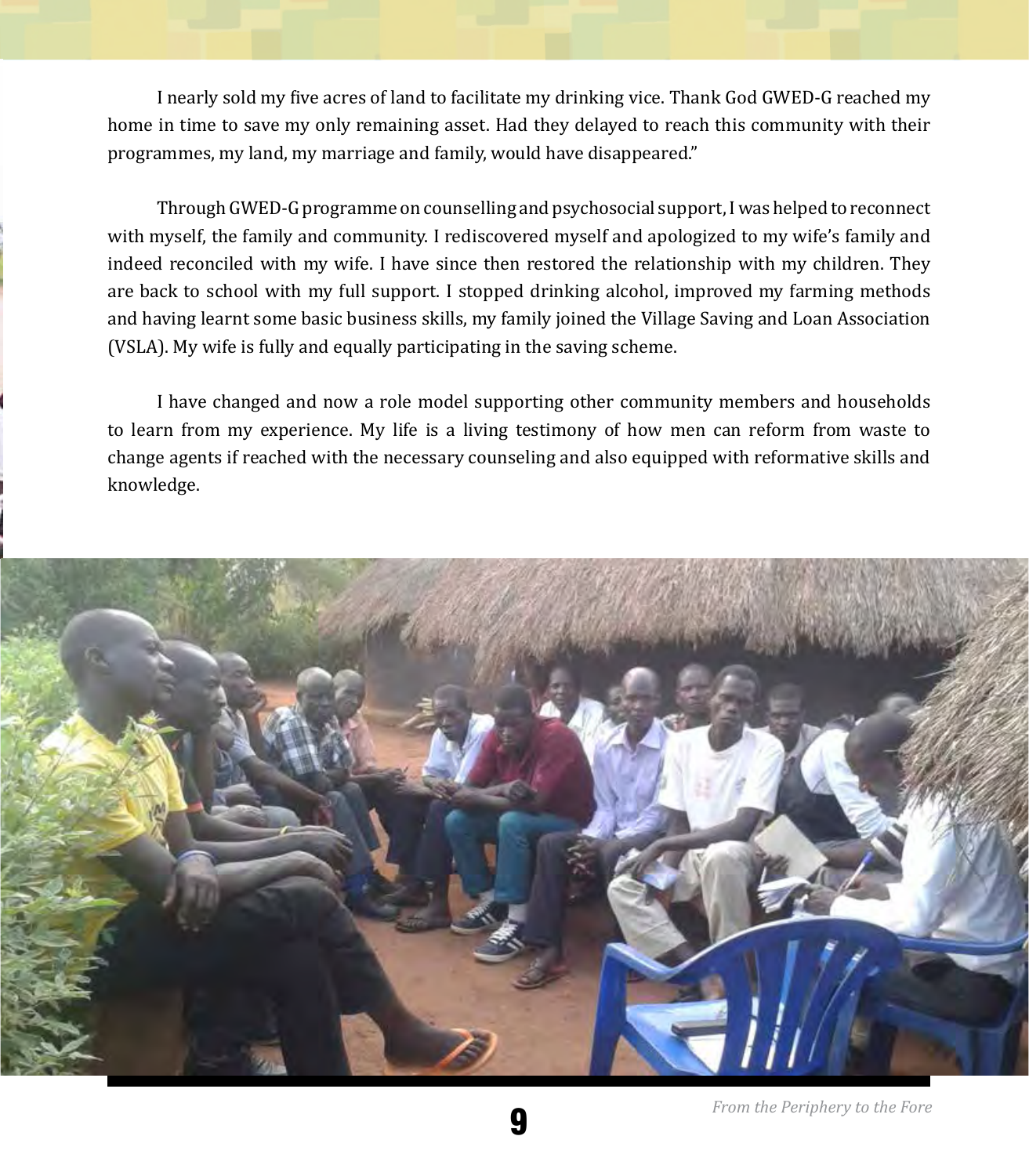I nearly sold my five acres of land to facilitate my drinking vice. Thank God GWED-G reached my home in time to save my only remaining asset. Had they delayed to reach this community with their programmes, my land, my marriage and family, would have disappeared."

Through GWED-G programme on counselling and psychosocial support, I was helped to reconnect with myself, the family and community. I rediscovered myself and apologized to my wife's family and indeed reconciled with my wife. I have since then restored the relationship with my children. They are back to school with my full support. I stopped drinking alcohol, improved my farming methods and having learnt some basic business skills, my family joined the Village Saving and Loan Association (VSLA). My wife is fully and equally participating in the saving scheme.

I have changed and now a role model supporting other community members and households to learn from my experience. My life is a living testimony of how men can reform from waste to change agents if reached with the necessary counseling and also equipped with reformative skills and knowledge.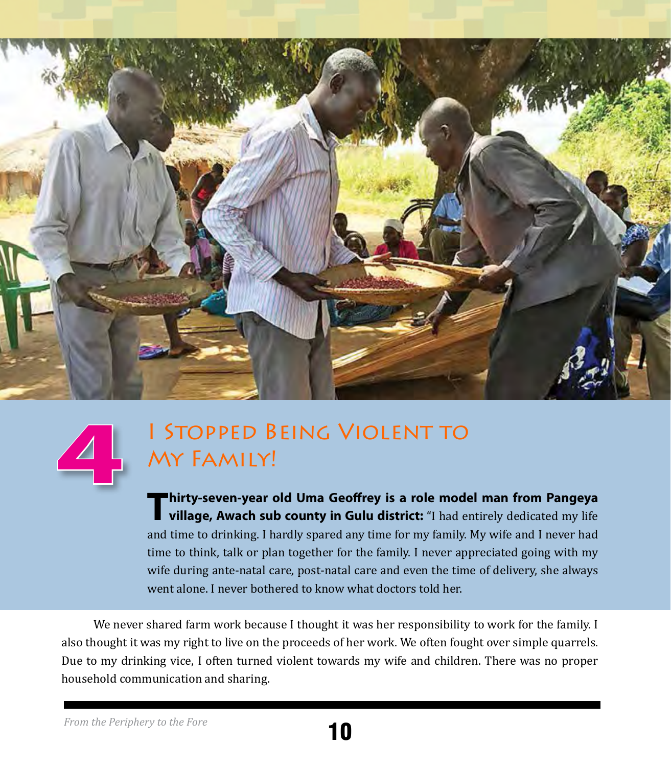# 4 I Stopped Being Violent to My Family!

**Thirty-seven-year old Uma Geoffrey is a role model man from Pangeya village, Awach sub county in Gulu district:** "I had entirely dedicated my life and time to drinking. I hardly spared any time for my family. My wife and I never had time to think, talk or plan together for the family. I never appreciated going with my wife during ante-natal care, post-natal care and even the time of delivery, she always went alone. I never bothered to know what doctors told her.

We never shared farm work because I thought it was her responsibility to work for the family. I also thought it was my right to live on the proceeds of her work. We often fought over simple quarrels. Due to my drinking vice, I often turned violent towards my wife and children. There was no proper household communication and sharing.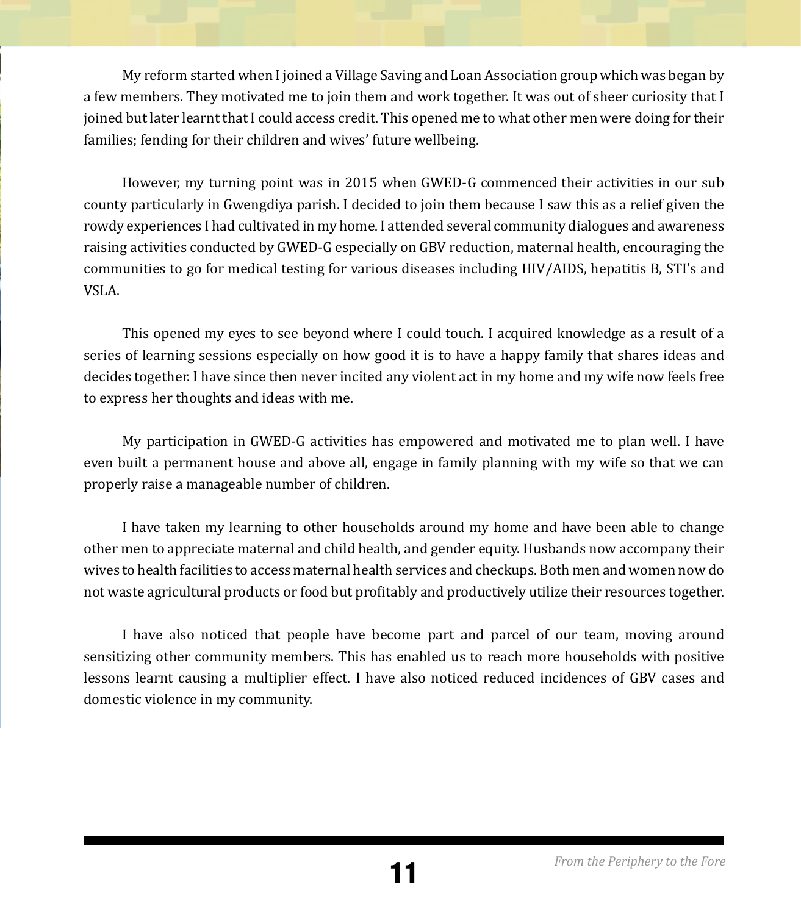My reform started when I joined a Village Saving and Loan Association group which was began by a few members. They motivated me to join them and work together. It was out of sheer curiosity that I joined but later learnt that I could access credit. This opened me to what other men were doing for their families; fending for their children and wives' future wellbeing.

However, my turning point was in 2015 when GWED-G commenced their activities in our sub county particularly in Gwengdiya parish. I decided to join them because I saw this as a relief given the rowdy experiences I had cultivated in my home. I attended several community dialogues and awareness raising activities conducted by GWED-G especially on GBV reduction, maternal health, encouraging the communities to go for medical testing for various diseases including HIV/AIDS, hepatitis B, STI's and VSLA.

This opened my eyes to see beyond where I could touch. I acquired knowledge as a result of a series of learning sessions especially on how good it is to have a happy family that shares ideas and decides together. I have since then never incited any violent act in my home and my wife now feels free to express her thoughts and ideas with me.

My participation in GWED-G activities has empowered and motivated me to plan well. I have even built a permanent house and above all, engage in family planning with my wife so that we can properly raise a manageable number of children.

I have taken my learning to other households around my home and have been able to change other men to appreciate maternal and child health, and gender equity. Husbands now accompany their wives to health facilities to access maternal health services and checkups. Both men and women now do not waste agricultural products or food but profitably and productively utilize their resources together.

I have also noticed that people have become part and parcel of our team, moving around sensitizing other community members. This has enabled us to reach more households with positive lessons learnt causing a multiplier effect. I have also noticed reduced incidences of GBV cases and domestic violence in my community.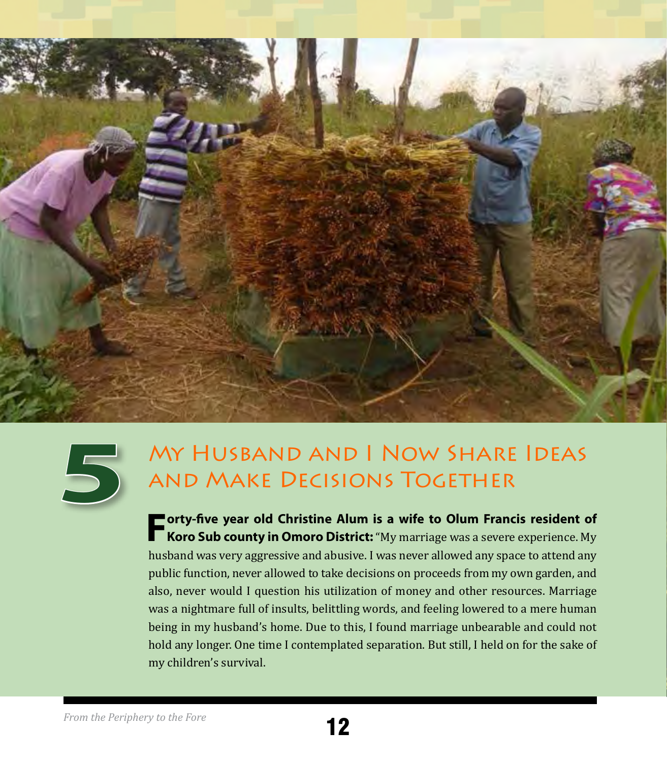# 5 My Husband and I Now Share Ideas and Make Decisions Together

**Forty-five year old Christine Alum is a wife to Olum Francis resident of Koro Sub county in Omoro District:** "My marriage was a severe experience. My husband was very aggressive and abusive. I was never allowed any space to attend any public function, never allowed to take decisions on proceeds from my own garden, and also, never would I question his utilization of money and other resources. Marriage was a nightmare full of insults, belittling words, and feeling lowered to a mere human being in my husband's home. Due to this, I found marriage unbearable and could not hold any longer. One time I contemplated separation. But still, I held on for the sake of my children's survival.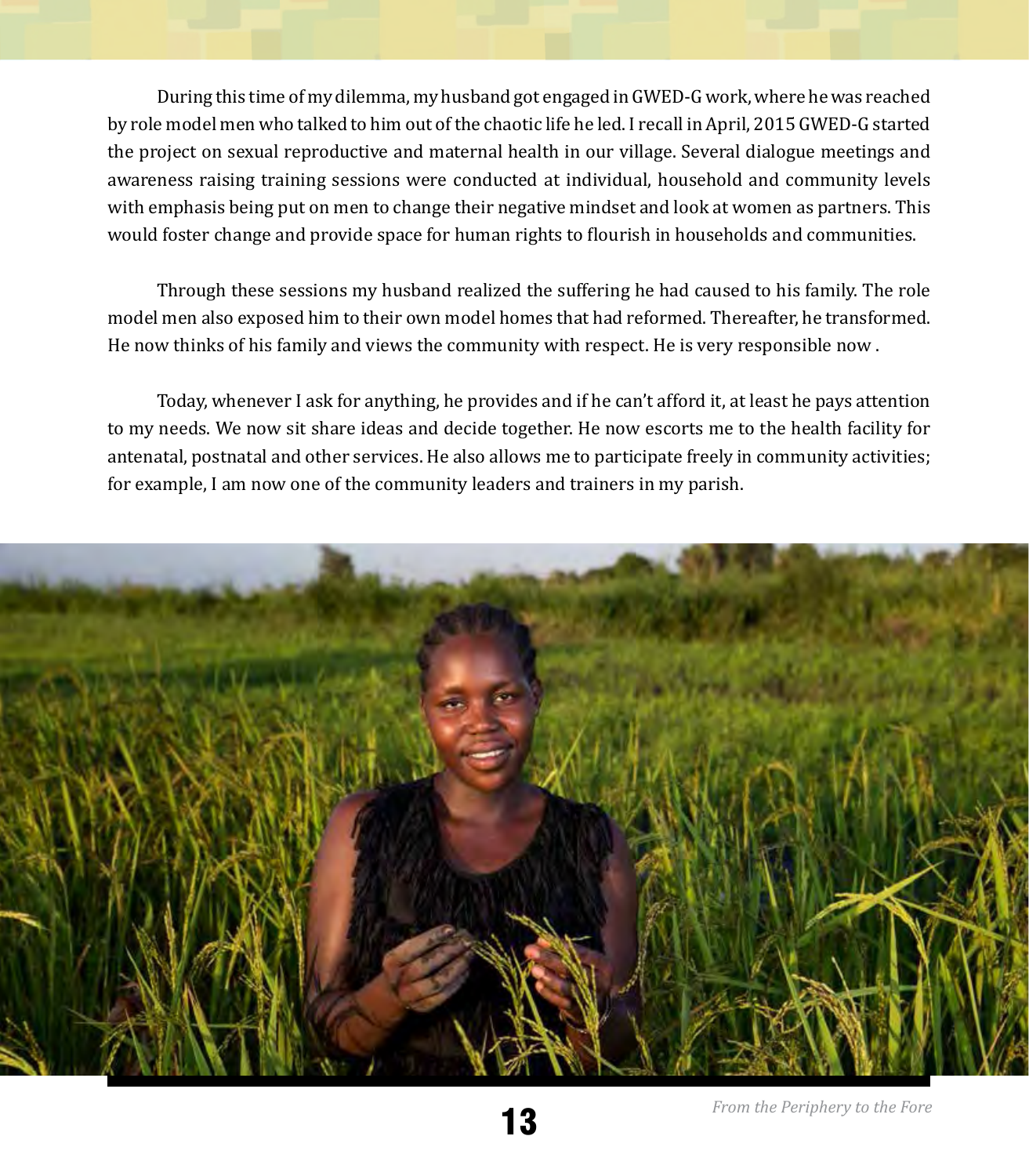During this time of my dilemma, my husband got engaged in GWED-G work, where he was reached by role model men who talked to him out of the chaotic life he led. I recall in April, 2015 GWED-G started the project on sexual reproductive and maternal health in our village. Several dialogue meetings and awareness raising training sessions were conducted at individual, household and community levels with emphasis being put on men to change their negative mindset and look at women as partners. This would foster change and provide space for human rights to flourish in households and communities.

Through these sessions my husband realized the suffering he had caused to his family. The role model men also exposed him to their own model homes that had reformed. Thereafter, he transformed. He now thinks of his family and views the community with respect. He is very responsible now .

Today, whenever I ask for anything, he provides and if he can't afford it, at least he pays attention to my needs. We now sit share ideas and decide together. He now escorts me to the health facility for antenatal, postnatal and other services. He also allows me to participate freely in community activities; for example, I am now one of the community leaders and trainers in my parish.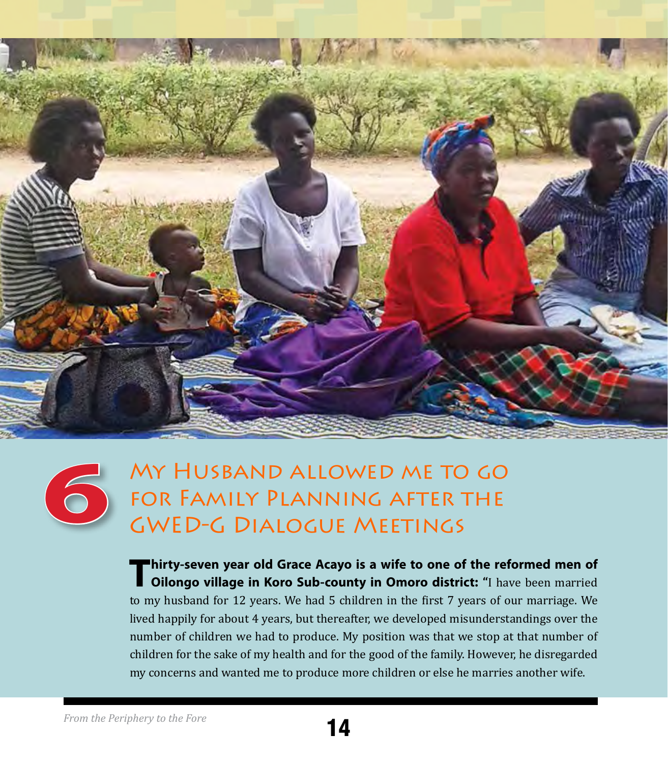# 6 My Husband allowed me to go for Family Planning after the GWED-G Dialogue Meetings

**Thirty-seven year old Grace Acayo is a wife to one of the reformed men of Oilongo village in Koro Sub-county in Omoro district:** "I have been married to my husband for 12 years. We had 5 children in the first 7 years of our marriage. We lived happily for about 4 years, but thereafter, we developed misunderstandings over the number of children we had to produce. My position was that we stop at that number of children for the sake of my health and for the good of the family. However, he disregarded my concerns and wanted me to produce more children or else he marries another wife.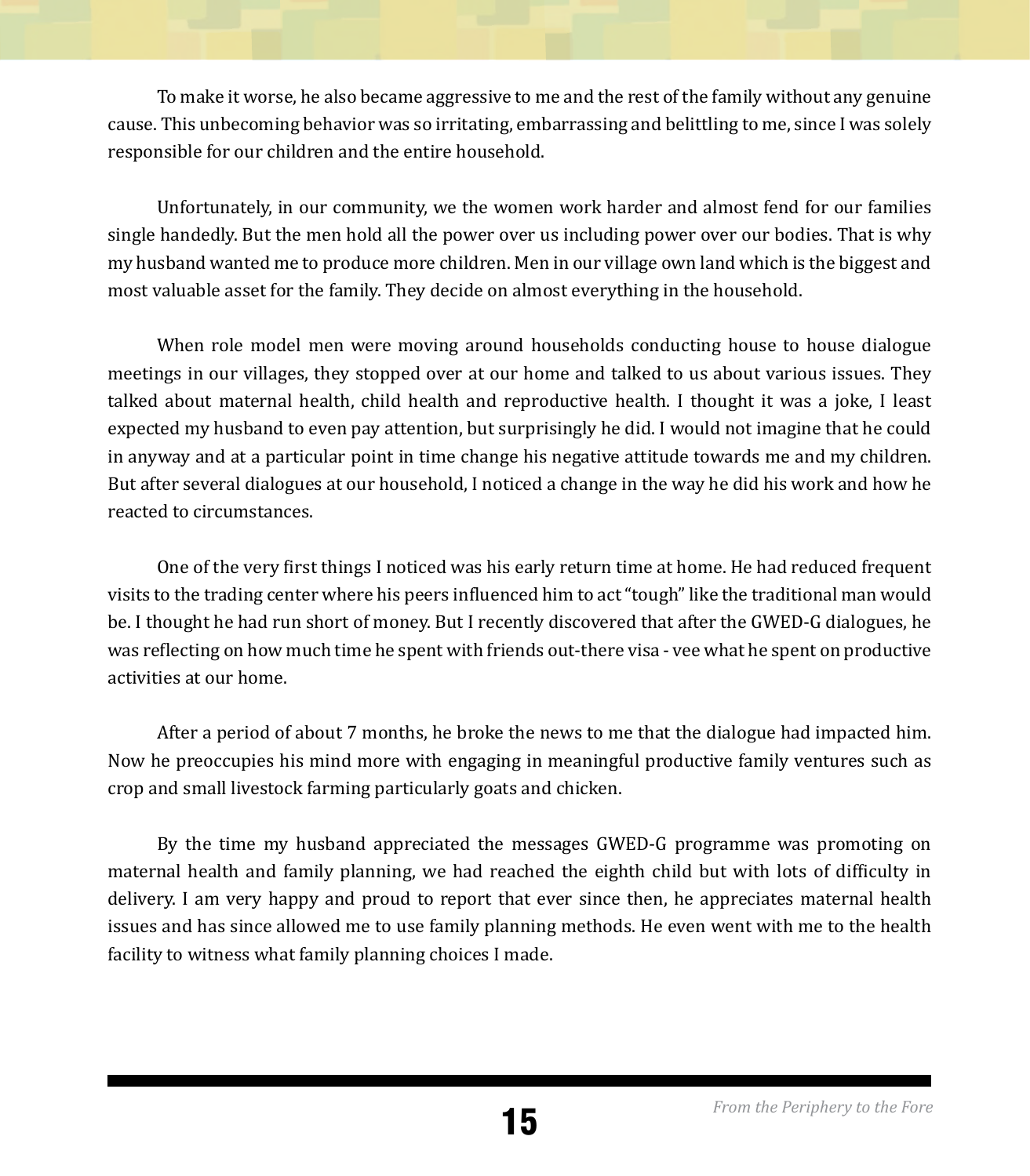To make it worse, he also became aggressive to me and the rest of the family without any genuine cause. This unbecoming behavior was so irritating, embarrassing and belittling to me, since I was solely responsible for our children and the entire household.

Unfortunately, in our community, we the women work harder and almost fend for our families single handedly. But the men hold all the power over us including power over our bodies. That is why my husband wanted me to produce more children. Men in our village own land which is the biggest and most valuable asset for the family. They decide on almost everything in the household.

When role model men were moving around households conducting house to house dialogue meetings in our villages, they stopped over at our home and talked to us about various issues. They talked about maternal health, child health and reproductive health. I thought it was a joke, I least expected my husband to even pay attention, but surprisingly he did. I would not imagine that he could in anyway and at a particular point in time change his negative attitude towards me and my children. But after several dialogues at our household, I noticed a change in the way he did his work and how he reacted to circumstances.

One of the very first things I noticed was his early return time at home. He had reduced frequent visits to the trading center where his peers influenced him to act "tough" like the traditional man would be. I thought he had run short of money. But I recently discovered that after the GWED-G dialogues, he was reflecting on how much time he spent with friends out-there visa - vee what he spent on productive activities at our home.

After a period of about 7 months, he broke the news to me that the dialogue had impacted him. Now he preoccupies his mind more with engaging in meaningful productive family ventures such as crop and small livestock farming particularly goats and chicken.

By the time my husband appreciated the messages GWED-G programme was promoting on maternal health and family planning, we had reached the eighth child but with lots of difficulty in delivery. I am very happy and proud to report that ever since then, he appreciates maternal health issues and has since allowed me to use family planning methods. He even went with me to the health facility to witness what family planning choices I made.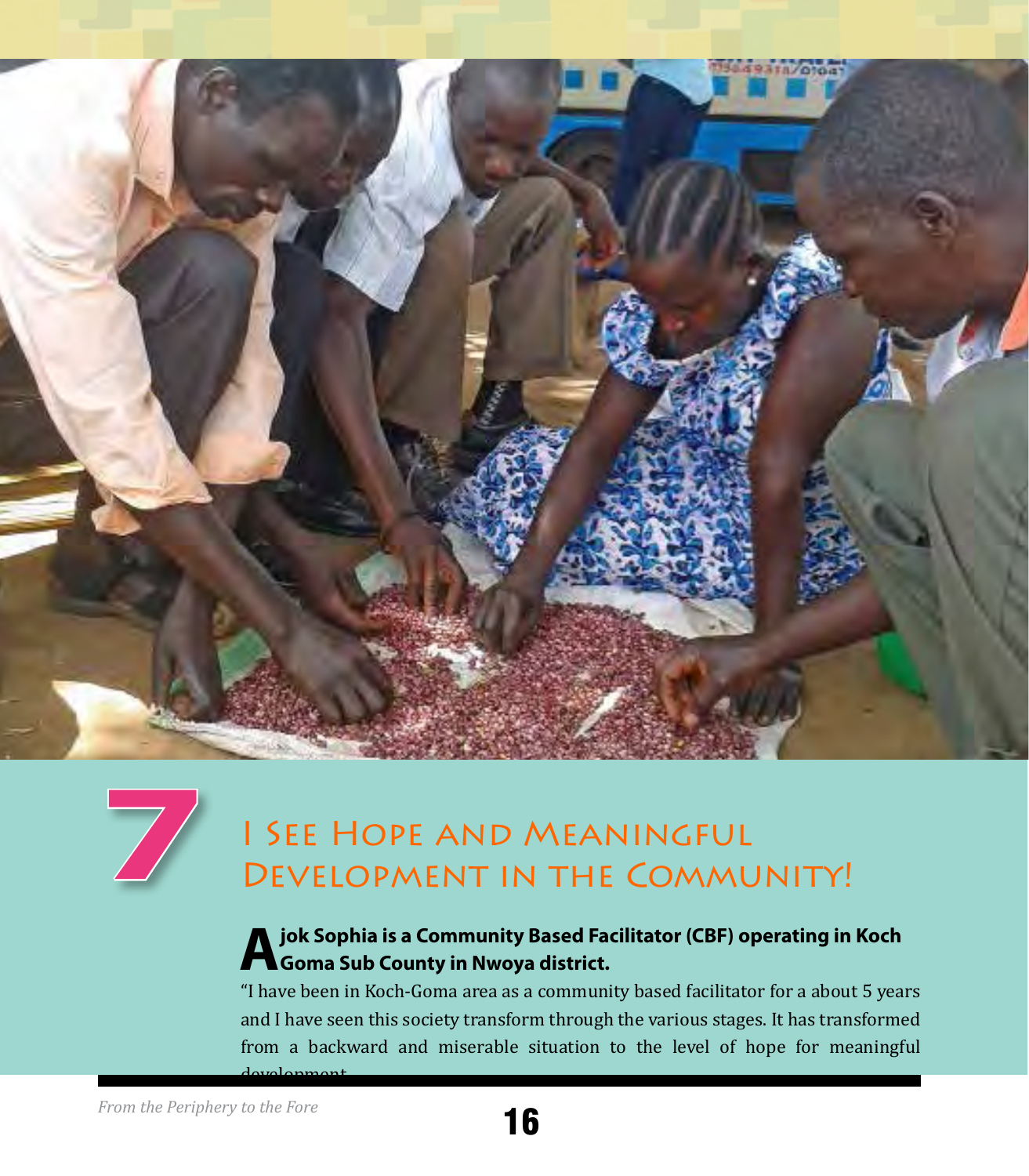# 7 I See Hope and Meaningful Development in the Community!

**Ajok Sophia is a Community Based Facilitator (CBF) operating in Koch Goma Sub County in Nwoya district.**

"I have been in Koch-Goma area as a community based facilitator for a about 5 years and I have seen this society transform through the various stages. It has transformed from a backward and miserable situation to the level of hope for meaningful development.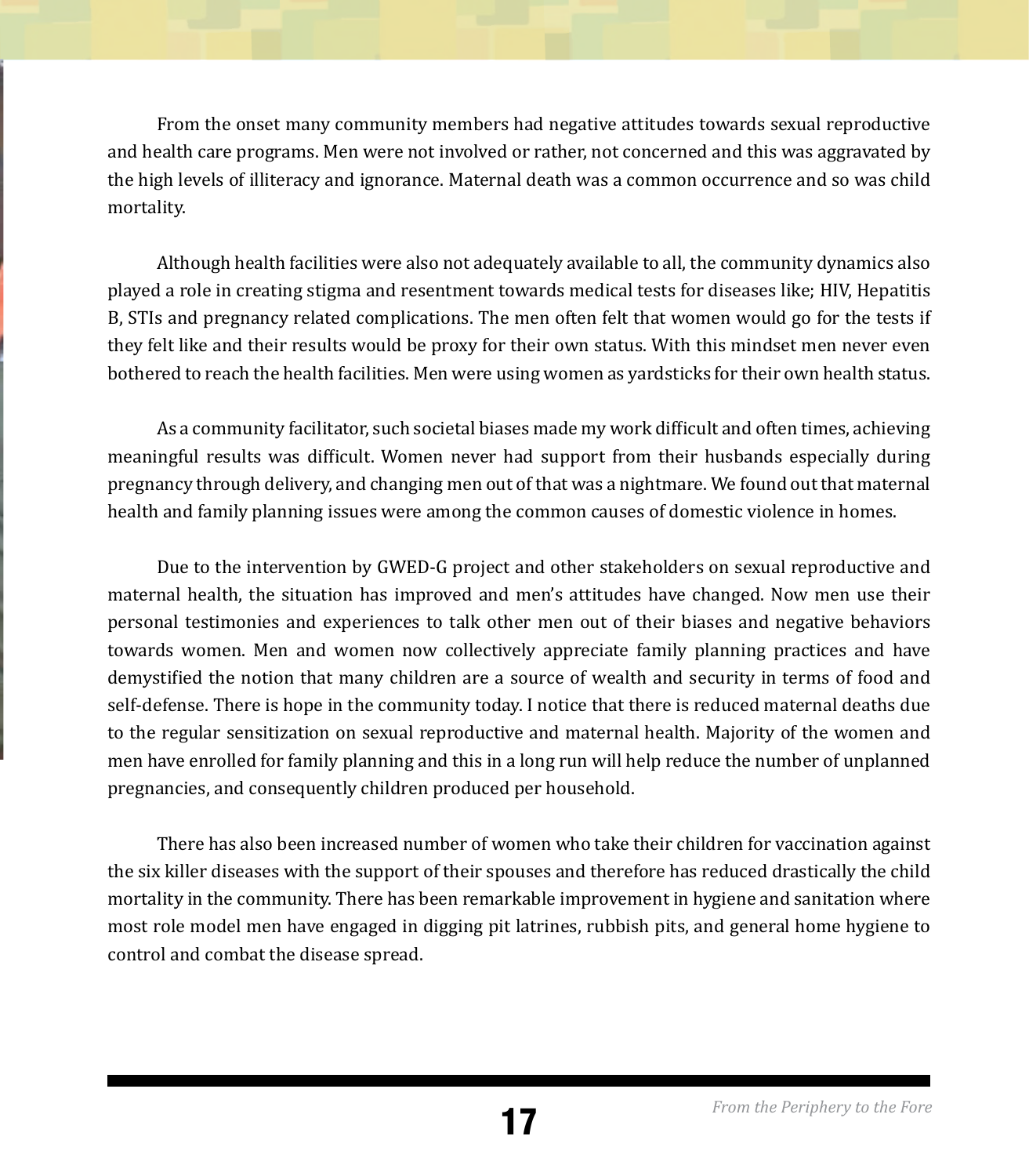From the onset many community members had negative attitudes towards sexual reproductive and health care programs. Men were not involved or rather, not concerned and this was aggravated by the high levels of illiteracy and ignorance. Maternal death was a common occurrence and so was child mortality.

Although health facilities were also not adequately available to all, the community dynamics also played a role in creating stigma and resentment towards medical tests for diseases like; HIV, Hepatitis B, STIs and pregnancy related complications. The men often felt that women would go for the tests if they felt like and their results would be proxy for their own status. With this mindset men never even bothered to reach the health facilities. Men were using women as yardsticks for their own health status.

As a community facilitator, such societal biases made my work difficult and often times, achieving meaningful results was difficult. Women never had support from their husbands especially during pregnancy through delivery, and changing men out of that was a nightmare. We found out that maternal health and family planning issues were among the common causes of domestic violence in homes.

Due to the intervention by GWED-G project and other stakeholders on sexual reproductive and maternal health, the situation has improved and men's attitudes have changed. Now men use their personal testimonies and experiences to talk other men out of their biases and negative behaviors towards women. Men and women now collectively appreciate family planning practices and have demystified the notion that many children are a source of wealth and security in terms of food and self-defense. There is hope in the community today. I notice that there is reduced maternal deaths due to the regular sensitization on sexual reproductive and maternal health. Majority of the women and men have enrolled for family planning and this in a long run will help reduce the number of unplanned pregnancies, and consequently children produced per household.

There has also been increased number of women who take their children for vaccination against the six killer diseases with the support of their spouses and therefore has reduced drastically the child mortality in the community. There has been remarkable improvement in hygiene and sanitation where most role model men have engaged in digging pit latrines, rubbish pits, and general home hygiene to control and combat the disease spread.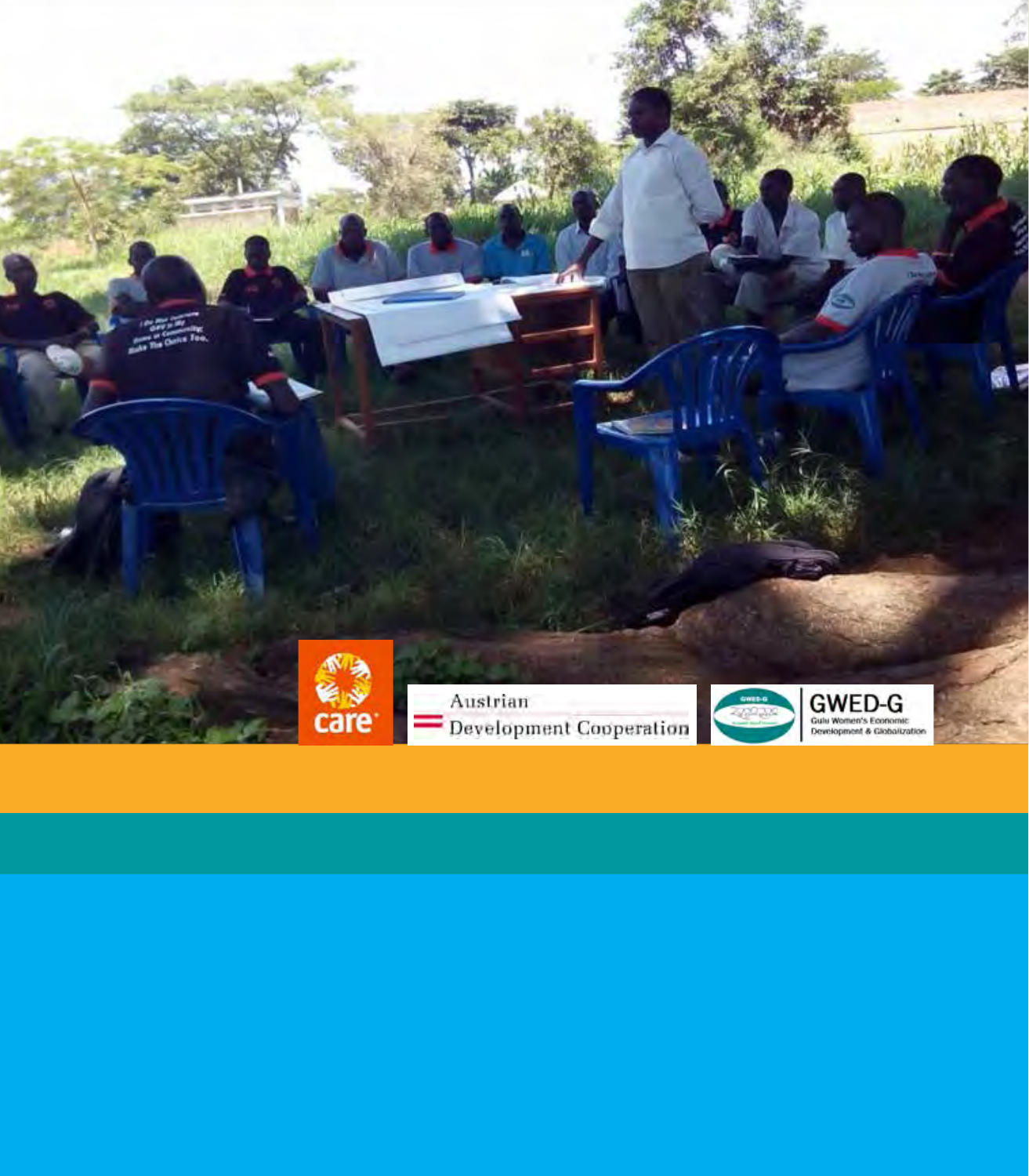Austrian Development Cooperation

GWED-G

Gulu Women's Economic Development & Globalization